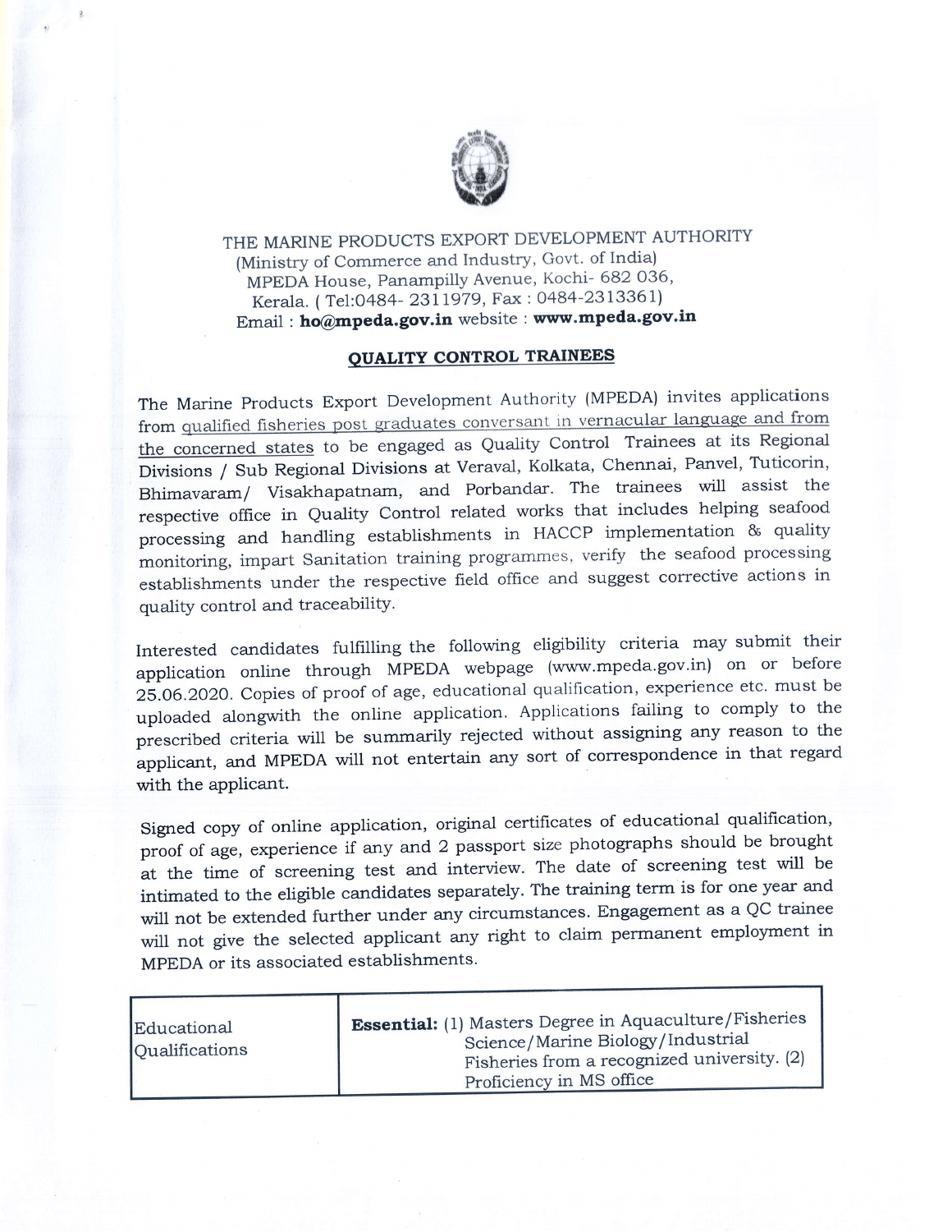THE MARINE PRODUCTS EXPORT DEVELOPMENT AUTHORITY
(Ministry of Commerce and Industry, Govt. of India)
MPEDA House, Panampilly Avenue, Kochi- 682 036,
Kerala. ( Tel:0484- 2311979, Fax : 0484-2313361)
Email : **ho@mpeda.gov.in** website : **www.mpeda.gov.in**

## QUALITY CONTROL TRAINEES

The Marine Products Export Development Authority (MPEDA) invites applications from qualified fisheries post graduates conversant in vernacular language and from the concerned states to be engaged as Quality Control Trainees at its Regional Divisions / Sub Regional Divisions at Veraval, Kolkata, Chennai, Panvel, Tuticorin, Bhimavaram/ Visakhapatnam, and Porbandar. The trainees will assist the respective office in Quality Control related works that includes helping seafood processing and handling establishments in HACCP implementation & quality monitoring, impart Sanitation training programmes, verify the seafood processing establishments under the respective field office and suggest corrective actions in quality control and traceability.

Interested candidates fulfilling the following eligibility criteria may submit their application online through MPEDA webpage (www.mpeda.gov.in) on or before 25.06.2020. Copies of proof of age, educational qualification, experience etc. must be uploaded alongwith the online application. Applications failing to comply to the prescribed criteria will be summarily rejected without assigning any reason to the applicant, and MPEDA will not entertain any sort of correspondence in that regard with the applicant.

Signed copy of online application, original certificates of educational qualification, proof of age, experience if any and 2 passport size photographs should be brought at the time of screening test and interview. The date of screening test will be intimated to the eligible candidates separately. The training term is for one year and will not be extended further under any circumstances. Engagement as a QC trainee will not give the selected applicant any right to claim permanent employment in MPEDA or its associated establishments.

| Educational Qualifications | **Essential:** (1) Masters Degree in Aquaculture/Fisheries Science/Marine Biology/Industrial Fisheries from a recognized university. (2) Proficiency in MS office |
|---|---|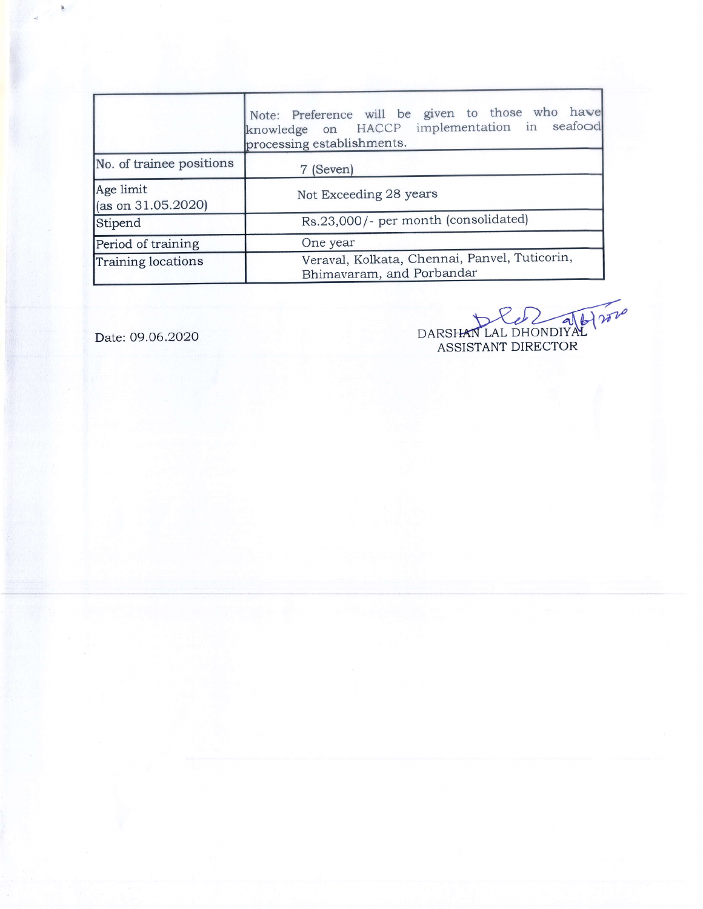| | |
|---|---|
| | Note: Preference will be given to those who have knowledge on HACCP implementation in seafood processing establishments. |
| No. of trainee positions | 7 (Seven) |
| Age limit (as on 31.05.2020) | Not Exceeding 28 years |
| Stipend | Rs.23,000/- per month (consolidated) |
| Period of training | One year |
| Training locations | Veraval, Kolkata, Chennai, Panvel, Tuticorin, Bhimavaram, and Porbandar |

Date: 09.06.2020

9/6/2020

DARSHAN LAL DHONDIYAL
ASSISTANT DIRECTOR